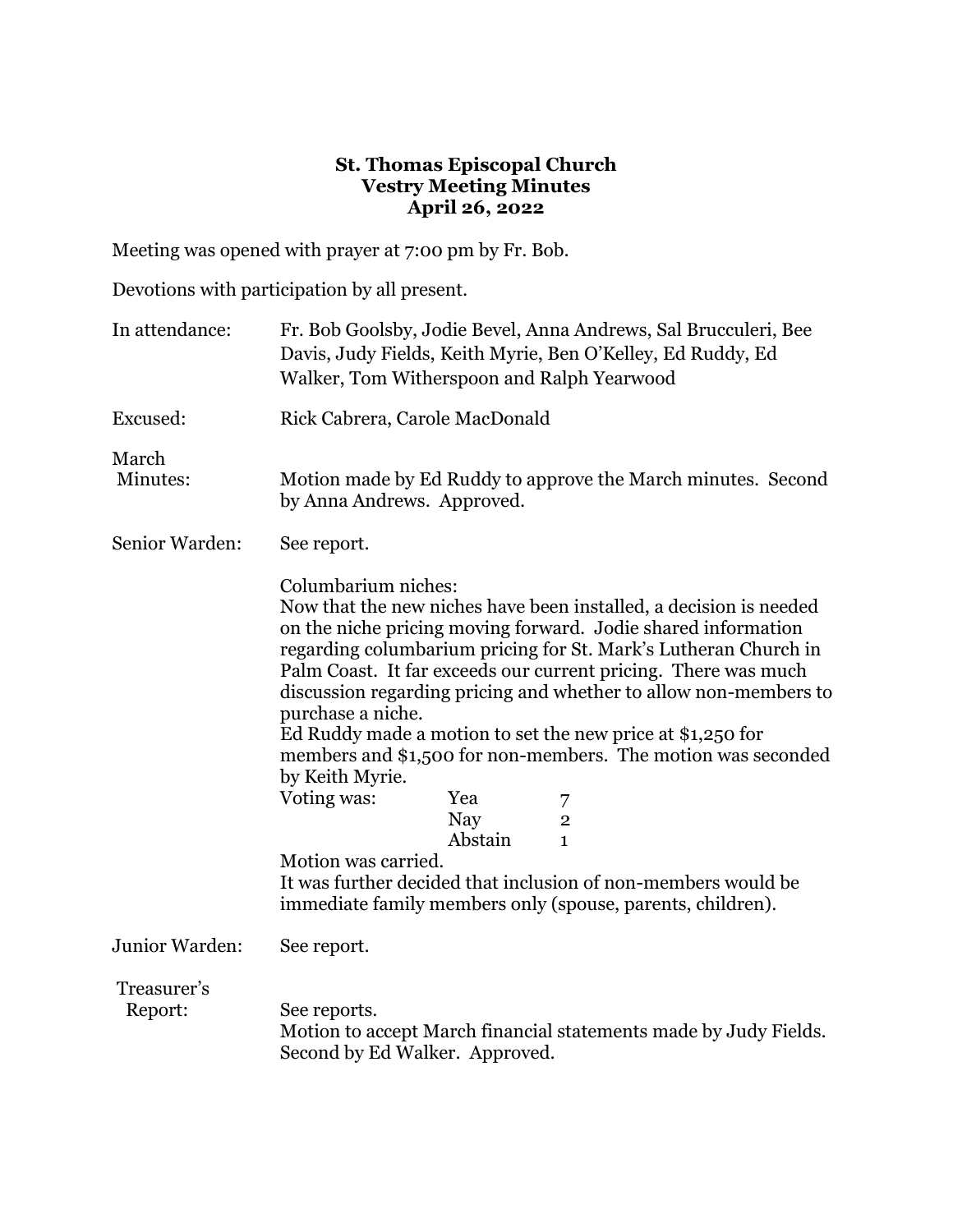# St. Thomas Episcopal Church
## Vestry Meeting Minutes
### April 26, 2022

Meeting was opened with prayer at 7:00 pm by Fr. Bob.

Devotions with participation by all present.

**In attendance:** Fr. Bob Goolsby, Jodie Bevel, Anna Andrews, Sal Brucculeri, Bee Davis, Judy Fields, Keith Myrie, Ben O'Kelley, Ed Ruddy, Ed Walker, Tom Witherspoon and Ralph Yearwood

**Excused:** Rick Cabrera, Carole MacDonald

**March Minutes:** Motion made by Ed Ruddy to approve the March minutes. Second by Anna Andrews. Approved.

**Senior Warden:** See report.

Columbarium niches:
Now that the new niches have been installed, a decision is needed on the niche pricing moving forward. Jodie shared information regarding columbarium pricing for St. Mark's Lutheran Church in Palm Coast. It far exceeds our current pricing. There was much discussion regarding pricing and whether to allow non-members to purchase a niche.
Ed Ruddy made a motion to set the new price at $1,250 for members and $1,500 for non-members. The motion was seconded by Keith Myrie.

| Voting was: | | |
|---|---|---|
| | Yea | 7 |
| | Nay | 2 |
| | Abstain | 1 |

Motion was carried.
It was further decided that inclusion of non-members would be immediate family members only (spouse, parents, children).

**Junior Warden:** See report.

**Treasurer's Report:** See reports.
Motion to accept March financial statements made by Judy Fields. Second by Ed Walker. Approved.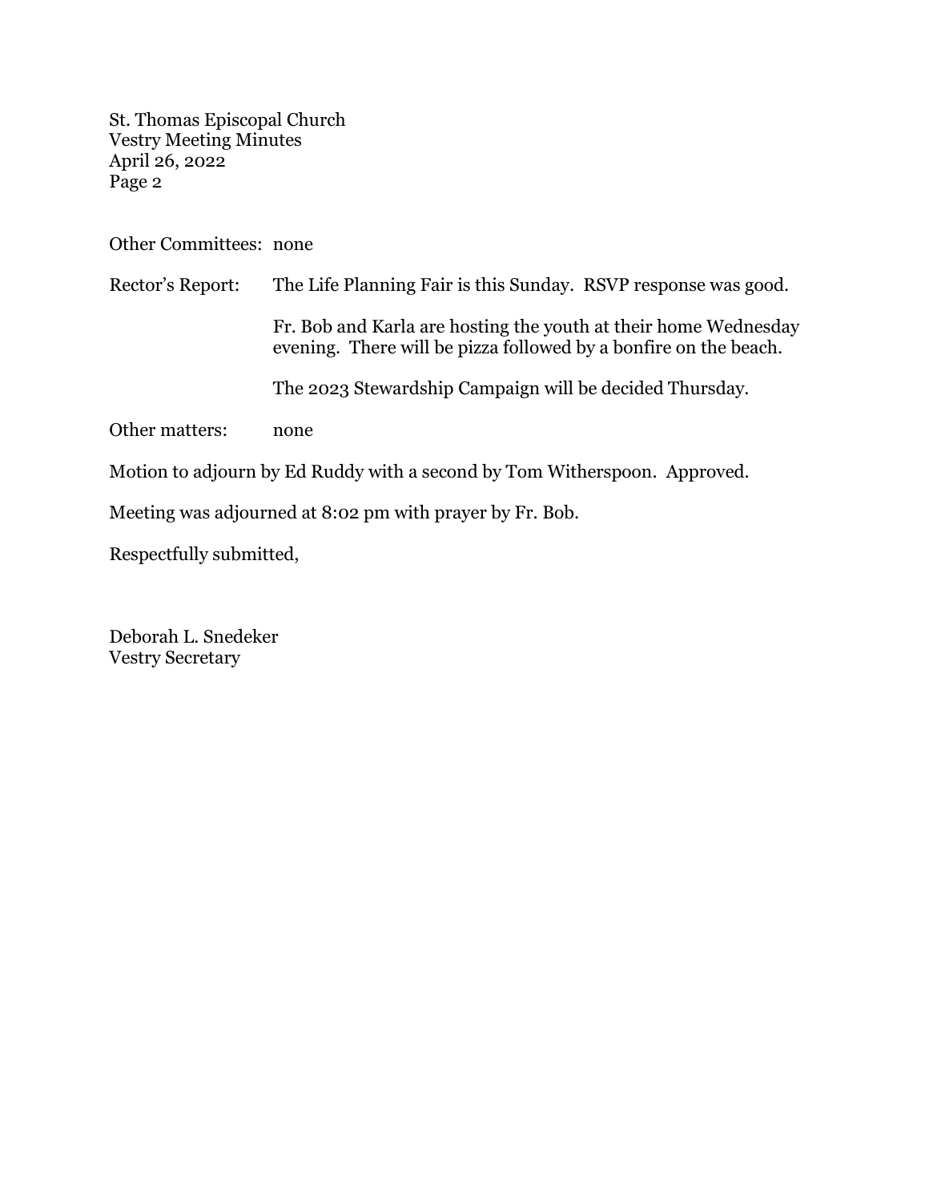Other Committees: none

Rector's Report: The Life Planning Fair is this Sunday. RSVP response was good.

Fr. Bob and Karla are hosting the youth at their home Wednesday evening. There will be pizza followed by a bonfire on the beach.

The 2023 Stewardship Campaign will be decided Thursday.

Other matters: none

Motion to adjourn by Ed Ruddy with a second by Tom Witherspoon. Approved.

Meeting was adjourned at 8:02 pm with prayer by Fr. Bob.

Respectfully submitted,

Deborah L. Snedeker
Vestry Secretary